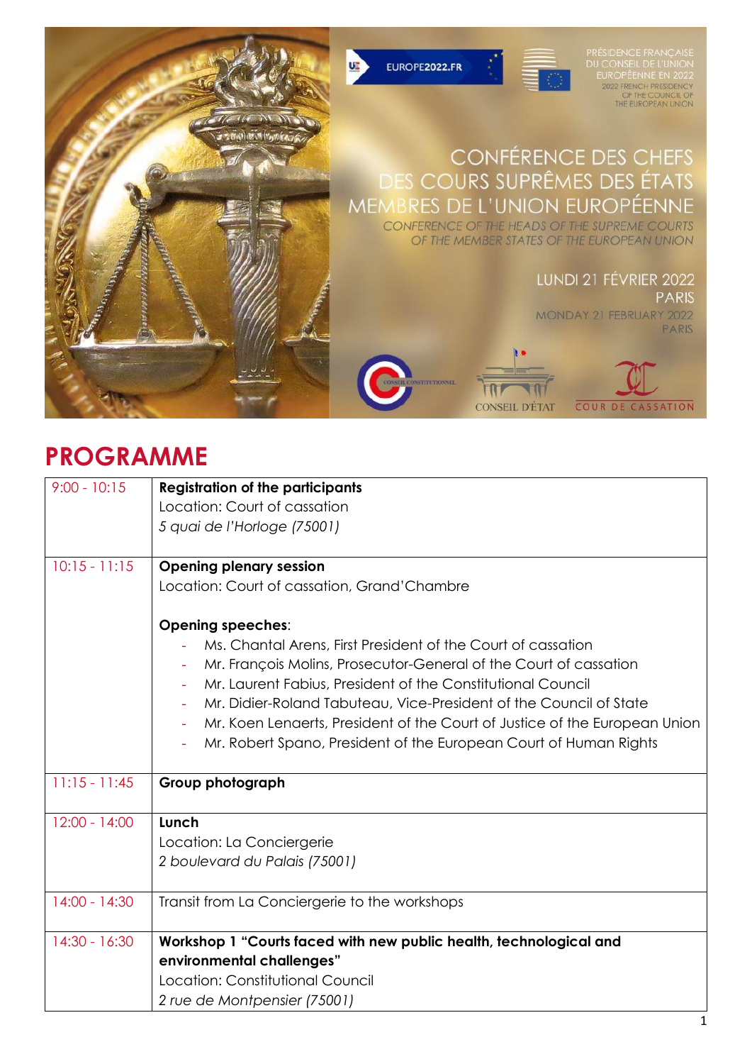EUROPE2022.FR

PRÉSIDENCE FRANÇAISE DU CONSEIL DE L'UNION EUROPÉENNE EN 2022
2022 FRENCH PRESIDENCY OF THE COUNCIL OF THE EUROPEAN UNION

# CONFÉRENCE DES CHEFS DES COURS SUPRÊMES DES ÉTATS MEMBRES DE L'UNION EUROPÉENNE

*CONFERENCE OF THE HEADS OF THE SUPREME COURTS OF THE MEMBER STATES OF THE EUROPEAN UNION*

LUNDI 21 FÉVRIER 2022
PARIS

MONDAY 21 FEBRUARY 2022
PARIS

CONSEIL CONSTITUTIONNEL — CONSEIL D'ÉTAT — COUR DE CASSATION

# PROGRAMME

| | |
|---|---|
| 9:00 - 10:15 | **Registration of the participants**<br>Location: Court of cassation<br>*5 quai de l'Horloge (75001)* |
| 10:15 - 11:15 | **Opening plenary session**<br>Location: Court of cassation, Grand'Chambre<br><br>**Opening speeches**:<br>- Ms. Chantal Arens, First President of the Court of cassation<br>- Mr. François Molins, Prosecutor-General of the Court of cassation<br>- Mr. Laurent Fabius, President of the Constitutional Council<br>- Mr. Didier-Roland Tabuteau, Vice-President of the Council of State<br>- Mr. Koen Lenaerts, President of the Court of Justice of the European Union<br>- Mr. Robert Spano, President of the European Court of Human Rights |
| 11:15 - 11:45 | **Group photograph** |
| 12:00 - 14:00 | **Lunch**<br>Location: La Conciergerie<br>*2 boulevard du Palais (75001)* |
| 14:00 - 14:30 | Transit from La Conciergerie to the workshops |
| 14:30 - 16:30 | **Workshop 1 "Courts faced with new public health, technological and environmental challenges"**<br>Location: Constitutional Council<br>*2 rue de Montpensier (75001)* |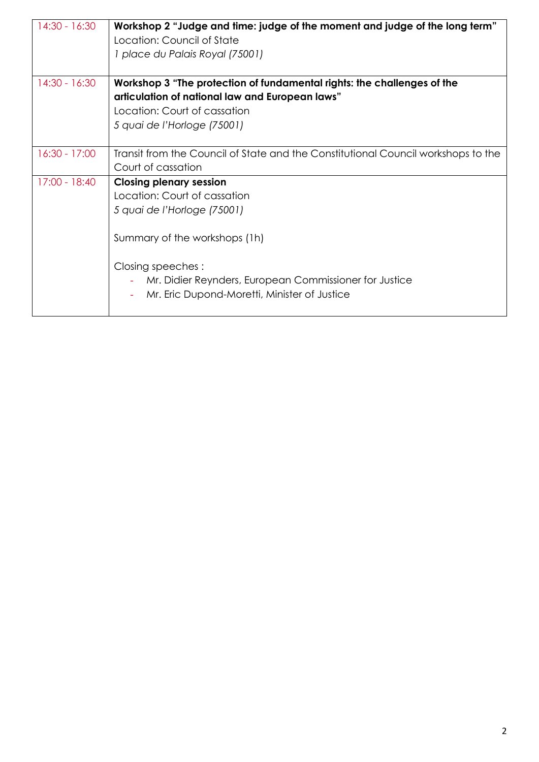| | |
|---|---|
| 14:30 - 16:30 | **Workshop 2 "Judge and time: judge of the moment and judge of the long term"**<br>Location: Council of State<br>*1 place du Palais Royal (75001)* |
| 14:30 - 16:30 | **Workshop 3 "The protection of fundamental rights: the challenges of the articulation of national law and European laws"**<br>Location: Court of cassation<br>*5 quai de l'Horloge (75001)* |
| 16:30 - 17:00 | Transit from the Council of State and the Constitutional Council workshops to the Court of cassation |
| 17:00 - 18:40 | **Closing plenary session**<br>Location: Court of cassation<br>*5 quai de l'Horloge (75001)*<br><br>Summary of the workshops (1h)<br><br>Closing speeches :<br>- Mr. Didier Reynders, European Commissioner for Justice<br>- Mr. Eric Dupond-Moretti, Minister of Justice |